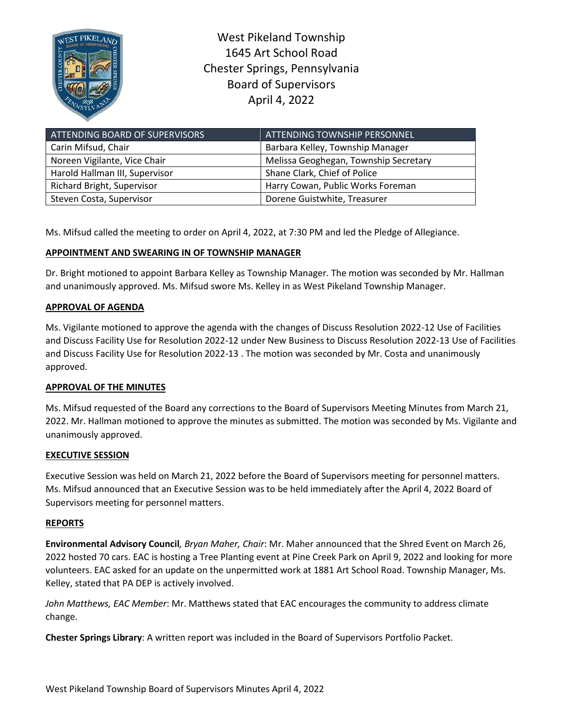# West Pikeland Township
# 1645 Art School Road
# Chester Springs, Pennsylvania
# Board of Supervisors
# April 4, 2022

| ATTENDING BOARD OF SUPERVISORS | ATTENDING TOWNSHIP PERSONNEL |
|---|---|
| Carin Mifsud, Chair | Barbara Kelley, Township Manager |
| Noreen Vigilante, Vice Chair | Melissa Geoghegan, Township Secretary |
| Harold Hallman III, Supervisor | Shane Clark, Chief of Police |
| Richard Bright, Supervisor | Harry Cowan, Public Works Foreman |
| Steven Costa, Supervisor | Dorene Guistwhite, Treasurer |

Ms. Mifsud called the meeting to order on April 4, 2022, at 7:30 PM and led the Pledge of Allegiance.

**APPOINTMENT AND SWEARING IN OF TOWNSHIP MANAGER**

Dr. Bright motioned to appoint Barbara Kelley as Township Manager. The motion was seconded by Mr. Hallman and unanimously approved. Ms. Mifsud swore Ms. Kelley in as West Pikeland Township Manager.

**APPROVAL OF AGENDA**

Ms. Vigilante motioned to approve the agenda with the changes of Discuss Resolution 2022-12 Use of Facilities and Discuss Facility Use for Resolution 2022-12 under New Business to Discuss Resolution 2022-13 Use of Facilities and Discuss Facility Use for Resolution 2022-13 . The motion was seconded by Mr. Costa and unanimously approved.

**APPROVAL OF THE MINUTES**

Ms. Mifsud requested of the Board any corrections to the Board of Supervisors Meeting Minutes from March 21, 2022. Mr. Hallman motioned to approve the minutes as submitted. The motion was seconded by Ms. Vigilante and unanimously approved.

**EXECUTIVE SESSION**

Executive Session was held on March 21, 2022 before the Board of Supervisors meeting for personnel matters. Ms. Mifsud announced that an Executive Session was to be held immediately after the April 4, 2022 Board of Supervisors meeting for personnel matters.

**REPORTS**

**Environmental Advisory Council**, *Bryan Maher, Chair*: Mr. Maher announced that the Shred Event on March 26, 2022 hosted 70 cars. EAC is hosting a Tree Planting event at Pine Creek Park on April 9, 2022 and looking for more volunteers. EAC asked for an update on the unpermitted work at 1881 Art School Road. Township Manager, Ms. Kelley, stated that PA DEP is actively involved.

*John Matthews, EAC Member*: Mr. Matthews stated that EAC encourages the community to address climate change.

**Chester Springs Library**: A written report was included in the Board of Supervisors Portfolio Packet.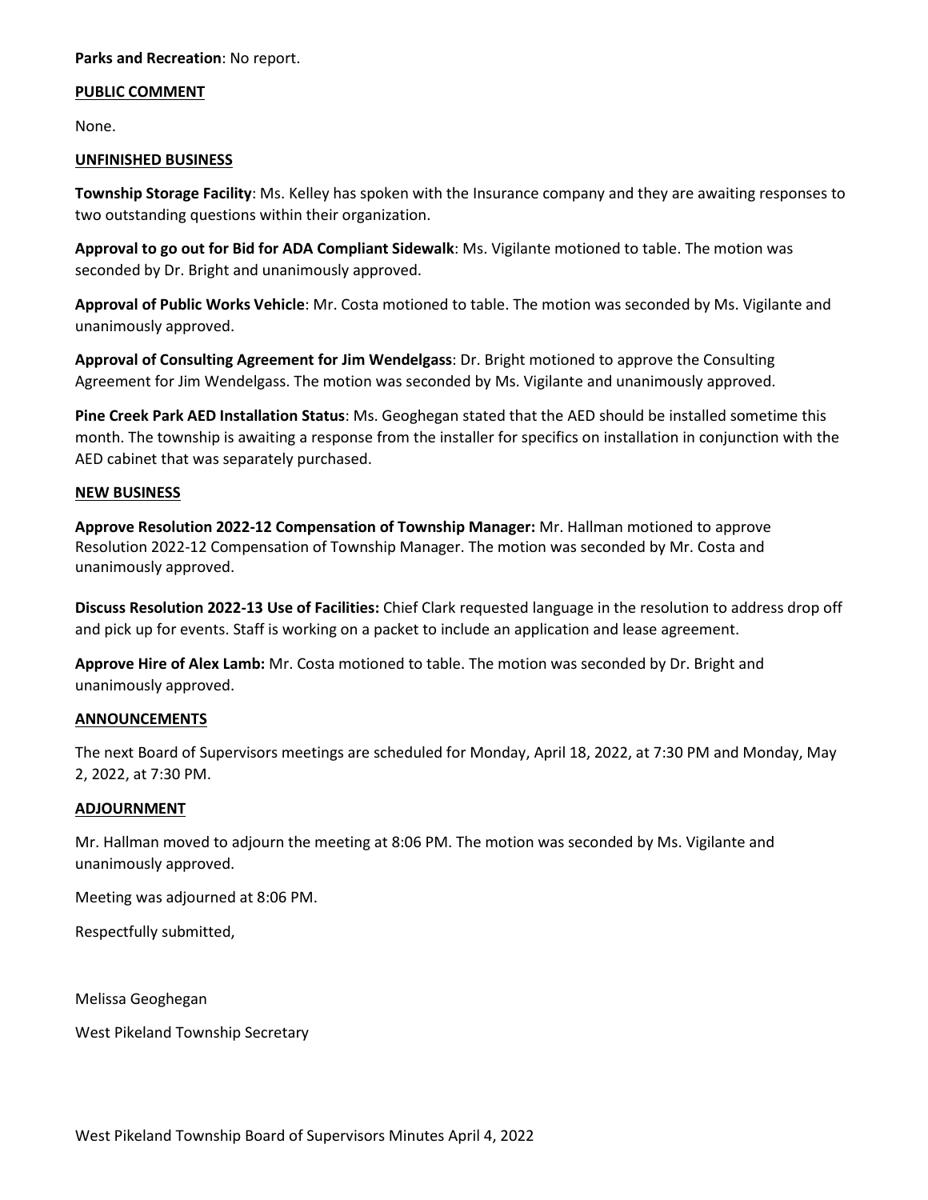**Parks and Recreation**: No report.

## PUBLIC COMMENT

None.

## UNFINISHED BUSINESS

**Township Storage Facility**: Ms. Kelley has spoken with the Insurance company and they are awaiting responses to two outstanding questions within their organization.

**Approval to go out for Bid for ADA Compliant Sidewalk**: Ms. Vigilante motioned to table. The motion was seconded by Dr. Bright and unanimously approved.

**Approval of Public Works Vehicle**: Mr. Costa motioned to table. The motion was seconded by Ms. Vigilante and unanimously approved.

**Approval of Consulting Agreement for Jim Wendelgass**: Dr. Bright motioned to approve the Consulting Agreement for Jim Wendelgass. The motion was seconded by Ms. Vigilante and unanimously approved.

**Pine Creek Park AED Installation Status**: Ms. Geoghegan stated that the AED should be installed sometime this month. The township is awaiting a response from the installer for specifics on installation in conjunction with the AED cabinet that was separately purchased.

## NEW BUSINESS

**Approve Resolution 2022-12 Compensation of Township Manager:** Mr. Hallman motioned to approve Resolution 2022-12 Compensation of Township Manager. The motion was seconded by Mr. Costa and unanimously approved.

**Discuss Resolution 2022-13 Use of Facilities:** Chief Clark requested language in the resolution to address drop off and pick up for events. Staff is working on a packet to include an application and lease agreement.

**Approve Hire of Alex Lamb:** Mr. Costa motioned to table. The motion was seconded by Dr. Bright and unanimously approved.

## ANNOUNCEMENTS

The next Board of Supervisors meetings are scheduled for Monday, April 18, 2022, at 7:30 PM and Monday, May 2, 2022, at 7:30 PM.

## ADJOURNMENT

Mr. Hallman moved to adjourn the meeting at 8:06 PM. The motion was seconded by Ms. Vigilante and unanimously approved.

Meeting was adjourned at 8:06 PM.

Respectfully submitted,

Melissa Geoghegan

West Pikeland Township Secretary